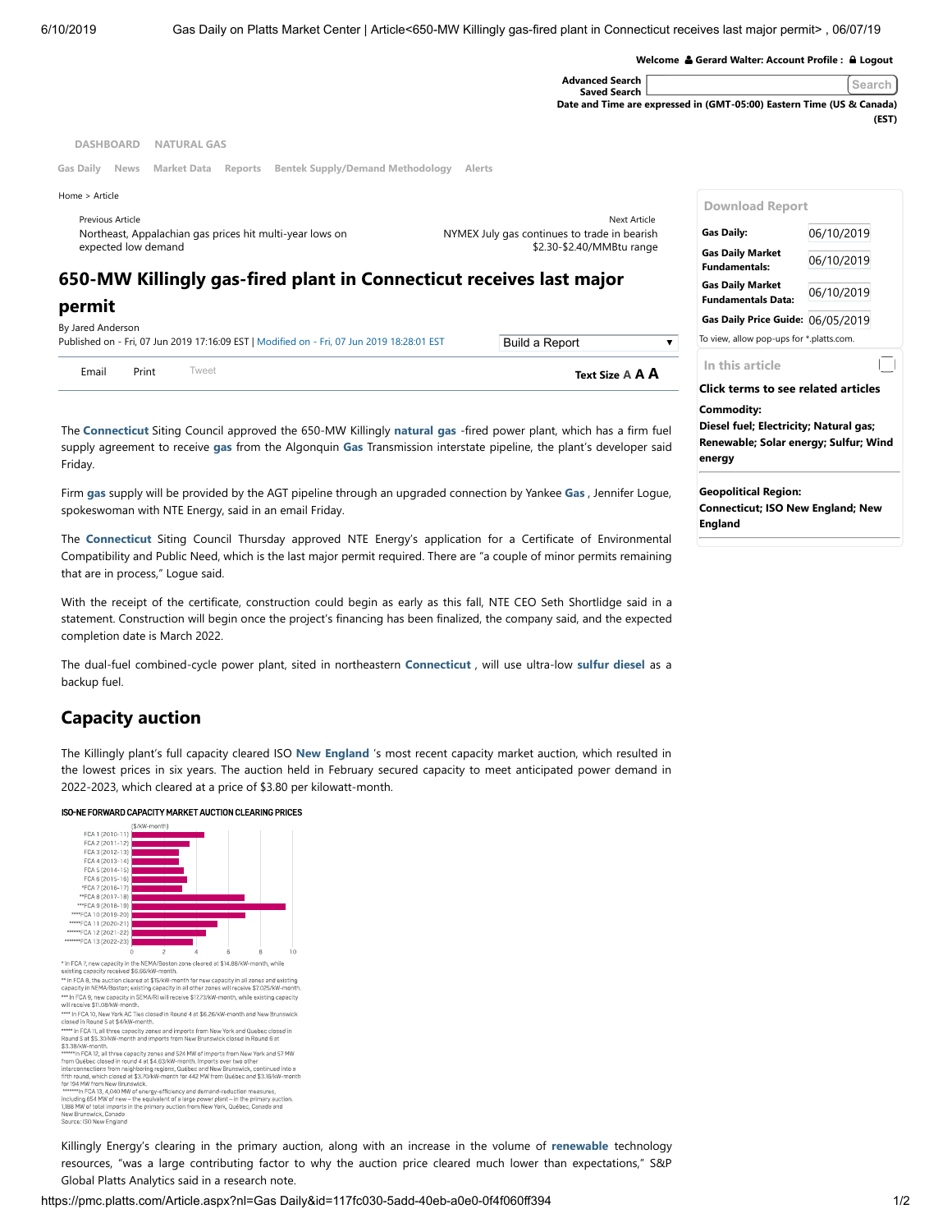Welcome Gerard Walter: Account Profile : Logout

Advanced Search
Saved Search

Date and Time are expressed in (GMT-05:00) Eastern Time (US & Canada) (EST)

DASHBOARD NATURAL GAS

Gas Daily News Market Data Reports Bentek Supply/Demand Methodology Alerts

Home > Article

Previous Article
Northeast, Appalachian gas prices hit multi-year lows on expected low demand

Next Article
NYMEX July gas continues to trade in bearish $2.30-$2.40/MMBtu range

# 650-MW Killingly gas-fired plant in Connecticut receives last major permit

By Jared Anderson
Published on - Fri, 07 Jun 2019 17:16:09 EST | Modified on - Fri, 07 Jun 2019 18:28:01 EST

Email Print Tweet

The Connecticut Siting Council approved the 650-MW Killingly natural gas -fired power plant, which has a firm fuel supply agreement to receive gas from the Algonquin Gas Transmission interstate pipeline, the plant's developer said Friday.

Firm gas supply will be provided by the AGT pipeline through an upgraded connection by Yankee Gas , Jennifer Logue, spokeswoman with NTE Energy, said in an email Friday.

The Connecticut Siting Council Thursday approved NTE Energy's application for a Certificate of Environmental Compatibility and Public Need, which is the last major permit required. There are "a couple of minor permits remaining that are in process," Logue said.

With the receipt of the certificate, construction could begin as early as this fall, NTE CEO Seth Shortlidge said in a statement. Construction will begin once the project's financing has been finalized, the company said, and the expected completion date is March 2022.

The dual-fuel combined-cycle power plant, sited in northeastern Connecticut , will use ultra-low sulfur diesel as a backup fuel.

## Capacity auction

The Killingly plant's full capacity cleared ISO New England 's most recent capacity market auction, which resulted in the lowest prices in six years. The auction held in February secured capacity to meet anticipated power demand in 2022-2023, which cleared at a price of $3.80 per kilowatt-month.

**ISO-NE FORWARD CAPACITY MARKET AUCTION CLEARING PRICES**

($/kW-month)

FCA 1 (2010-11), FCA 2 (2011-12), FCA 3 (2012-13), FCA 4 (2013-14), FCA 5 (2014-15), FCA 6 (2015-16), *FCA 7 (2016-17), **FCA 8 (2017-18), ***FCA 9 (2018-19), ****FCA 10 (2019-20), *****FCA 11 (2020-21), ******FCA 12 (2021-22), *******FCA 13 (2022-23)

\* In FCA 7, new capacity in the NEMA/Boston zone cleared at $14.86/kW-month, while existing capacity received $6.66/kW-month.
\** In FCA 8, the auction cleared at $15/kW-month for new capacity in all zones and existing capacity in NEMA/Boston; existing capacity in all other zones will receive $7.025/kW-month.
\*** In FCA 9, new capacity in SEMA/RI will receive $17.73/kW-month, while existing capacity will receive $11.08/kW-month.
\**** In FCA 10, New York AC Ties closed in Round 4 at $6.26/kW-month and New Brunswick closed in Round 5 at $4/kW-month.
\***** In FCA 11, all three capacity zones and imports from New York and Quebec closed in Round 5 at $5.30/kW-month and imports from New Brunswick closed in Round 6 at $3.38/kW-month.
\******In FCA 12, all three capacity zones and 524 MW of imports from New York and 57 MW from Québec closed in round 4 at $4.63/kW-month. Imports over two other interconnections from neighboring regions, Québec and New Brunswick, continued into a fifth round, which closed at $3.70/kW-month for 442 MW from Québec and $3.16/kW-month for 194 MW from New Brunswick.
\*******In FCA 13, 4,040 MW of energy-efficiency and demand-reduction measures, including 654 MW of new – the equivalent of a large power plant – in the primary auction. 1,188 MW of total imports in the primary auction from New York, Québec, Canada and New Brunswick, Canada
Source: ISO New England

Killingly Energy's clearing in the primary auction, along with an increase in the volume of renewable technology resources, "was a large contributing factor to why the auction price cleared much lower than expectations," S&P Global Platts Analytics said in a research note.

**Download Report**

| | |
|---|---|
| Gas Daily: | 06/10/2019 |
| Gas Daily Market Fundamentals: | 06/10/2019 |
| Gas Daily Market Fundamentals Data: | 06/10/2019 |
| Gas Daily Price Guide: | 06/05/2019 |

To view, allow pop-ups for *.platts.com.

**In this article**

**Click terms to see related articles**

**Commodity:**
**Diesel fuel; Electricity; Natural gas; Renewable; Solar energy; Sulfur; Wind energy**

**Geopolitical Region:**
**Connecticut; ISO New England; New England**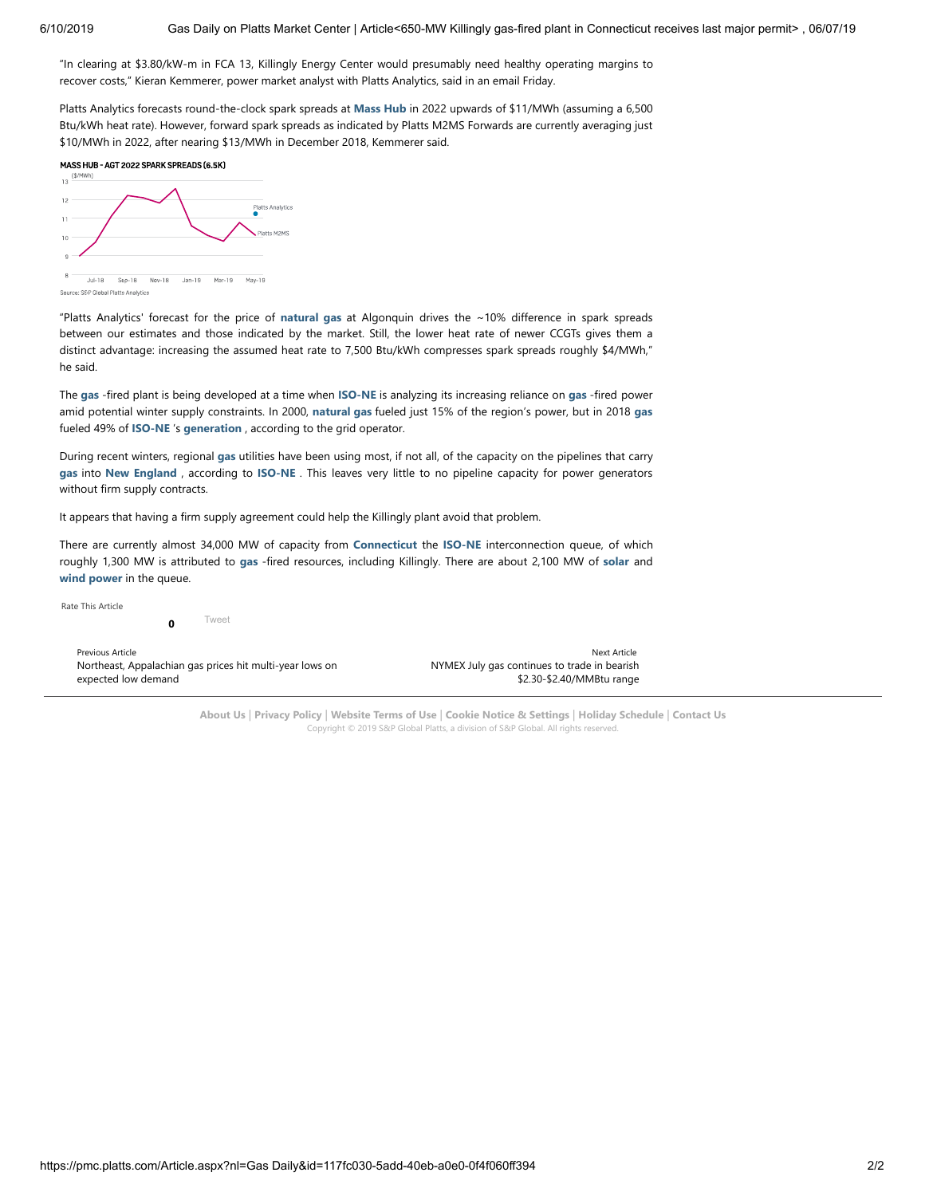"In clearing at $3.80/kW-m in FCA 13, Killingly Energy Center would presumably need healthy operating margins to recover costs," Kieran Kemmerer, power market analyst with Platts Analytics, said in an email Friday.

Platts Analytics forecasts round-the-clock spark spreads at **Mass Hub** in 2022 upwards of $11/MWh (assuming a 6,500 Btu/kWh heat rate). However, forward spark spreads as indicated by Platts M2MS Forwards are currently averaging just $10/MWh in 2022, after nearing $13/MWh in December 2018, Kemmerer said.

MASS HUB - AGT 2022 SPARK SPREADS (6.5K)

($/MWh)

13
12
11
10
9
8

Jul-18 Sep-18 Nov-18 Jan-19 Mar-19 May-19

Platts Analytics

Platts M2MS

Source: S&P Global Platts Analytics

"Platts Analytics' forecast for the price of **natural gas** at Algonquin drives the ~10% difference in spark spreads between our estimates and those indicated by the market. Still, the lower heat rate of newer CCGTs gives them a distinct advantage: increasing the assumed heat rate to 7,500 Btu/kWh compresses spark spreads roughly $4/MWh," he said.

The **gas** -fired plant is being developed at a time when **ISO-NE** is analyzing its increasing reliance on **gas** -fired power amid potential winter supply constraints. In 2000, **natural gas** fueled just 15% of the region's power, but in 2018 **gas** fueled 49% of **ISO-NE** 's **generation** , according to the grid operator.

During recent winters, regional **gas** utilities have been using most, if not all, of the capacity on the pipelines that carry **gas** into **New England** , according to **ISO-NE** . This leaves very little to no pipeline capacity for power generators without firm supply contracts.

It appears that having a firm supply agreement could help the Killingly plant avoid that problem.

There are currently almost 34,000 MW of capacity from **Connecticut** the **ISO-NE** interconnection queue, of which roughly 1,300 MW is attributed to **gas** -fired resources, including Killingly. There are about 2,100 MW of **solar** and **wind power** in the queue.

Rate This Article

0 Tweet

Previous Article
Northeast, Appalachian gas prices hit multi-year lows on expected low demand

Next Article
NYMEX July gas continues to trade in bearish $2.30-$2.40/MMBtu range

About Us | Privacy Policy | Website Terms of Use | Cookie Notice & Settings | Holiday Schedule | Contact Us

Copyright © 2019 S&P Global Platts, a division of S&P Global. All rights reserved.